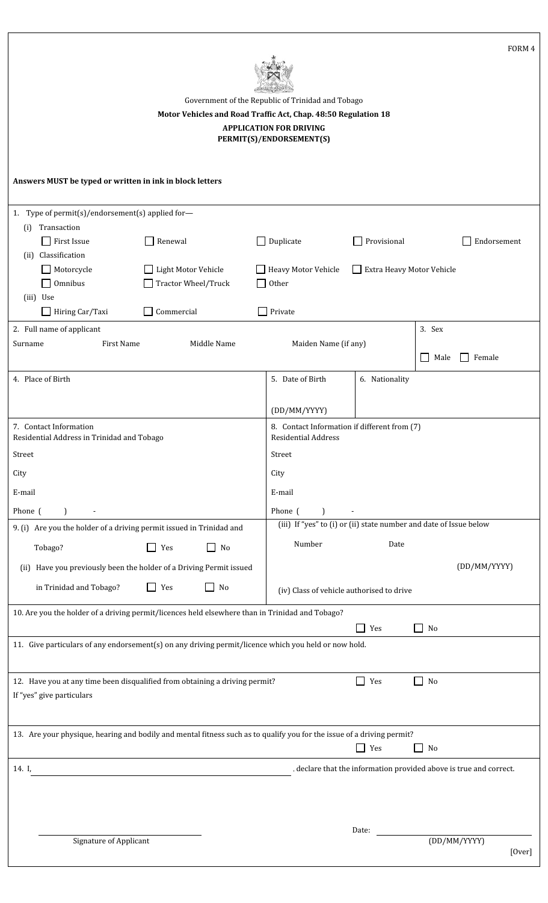FORM 4

Government of the Republic of Trinidad and Tobago

**Motor Vehicles and Road Traffic Act, Chap. 48:50 Regulation 18**

**APPLICATION FOR DRIVING PERMIT(S)/ENDORSEMENT(S)**

**Answers MUST be typed or written in ink in block letters**

1. Type of permit(s)/endorsement(s) applied for—

(i) Transaction

☐ First Issue ☐ Renewal ☐ Duplicate ☐ Provisional ☐ Endorsement

(ii) Classification

☐ Motorcycle ☐ Light Motor Vehicle ☐ Heavy Motor Vehicle ☐ Extra Heavy Motor Vehicle

☐ Omnibus ☐ Tractor Wheel/Truck ☐ Other

(iii) Use

☐ Hiring Car/Taxi ☐ Commercial ☐ Private

| 2. Full name of applicant | | | | 3. Sex |
|---|---|---|---|---|
| Surname | First Name | Middle Name | Maiden Name (if any) | ☐ Male ☐ Female |

| 4. Place of Birth | 5. Date of Birth (DD/MM/YYYY) | 6. Nationality |
|---|---|---|
| | | |

| 7. Contact Information<br>Residential Address in Trinidad and Tobago | 8. Contact Information if different from (7)<br>Residential Address |
|---|---|
| Street | Street |
| City | City |
| E-mail | E-mail |
| Phone ( ) - | Phone ( ) - |

9. (i) Are you the holder of a driving permit issued in Trinidad and Tobago? ☐ Yes ☐ No

(ii) Have you previously been the holder of a Driving Permit issued in Trinidad and Tobago? ☐ Yes ☐ No

(iii) If "yes" to (i) or (ii) state number and date of Issue below

Number Date (DD/MM/YYYY)

(iv) Class of vehicle authorised to drive

10. Are you the holder of a driving permit/licences held elsewhere than in Trinidad and Tobago? ☐ Yes ☐ No

11. Give particulars of any endorsement(s) on any driving permit/licence which you held or now hold.

12. Have you at any time been disqualified from obtaining a driving permit? ☐ Yes ☐ No

If "yes" give particulars

13. Are your physique, hearing and bodily and mental fitness such as to qualify you for the issue of a driving permit? ☐ Yes ☐ No

14. I, ______________________________ , declare that the information provided above is true and correct.

______________________________
Signature of Applicant

Date: ______________________________ (DD/MM/YYYY)

[Over]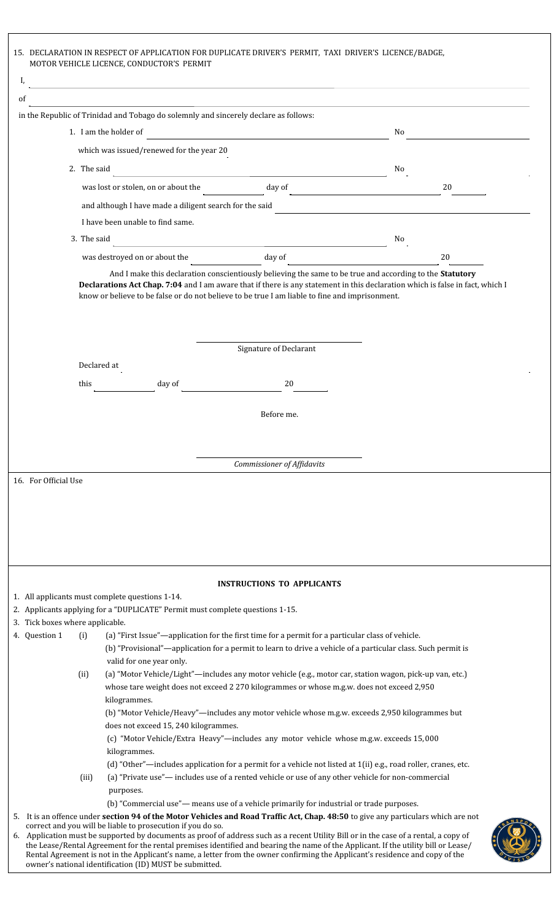15. DECLARATION IN RESPECT OF APPLICATION FOR DUPLICATE DRIVER'S PERMIT, TAXI DRIVER'S LICENCE/BADGE, MOTOR VEHICLE LICENCE, CONDUCTOR'S PERMIT

I, ______________________________

of ______________________________

in the Republic of Trinidad and Tobago do solemnly and sincerely declare as follows:

1. I am the holder of ______________________________ No ______________

   which was issued/renewed for the year 20____

2. The said ______________________________ No ______________

   was lost or stolen, on or about the ________ day of ______________ 20______

   and although I have made a diligent search for the said ______________________________

   I have been unable to find same.

3. The said ______________________________ No ______________

   was destroyed on or about the ________ day of ______________ 20______

And I make this declaration conscientiously believing the same to be true and according to the **Statutory Declarations Act Chap. 7:04** and I am aware that if there is any statement in this declaration which is false in fact, which I know or believe to be false or do not believe to be true I am liable to fine and imprisonment.

______________________________
Signature of Declarant

Declared at ______________________________

this ________ day of ______________ 20______

Before me.

______________________________
*Commissioner of Affidavits*

16. For Official Use

## INSTRUCTIONS TO APPLICANTS

1. All applicants must complete questions 1-14.
2. Applicants applying for a "DUPLICATE" Permit must complete questions 1-15.
3. Tick boxes where applicable.
4. Question 1
   - (i)
     - (a) "First Issue"—application for the first time for a permit for a particular class of vehicle.
     - (b) "Provisional"—application for a permit to learn to drive a vehicle of a particular class. Such permit is valid for one year only.
   - (ii)
     - (a) "Motor Vehicle/Light"—includes any motor vehicle (e.g., motor car, station wagon, pick-up van, etc.) whose tare weight does not exceed 2 270 kilogrammes or whose m.g.w. does not exceed 2,950 kilogrammes.
     - (b) "Motor Vehicle/Heavy"—includes any motor vehicle whose m.g.w. exceeds 2,950 kilogrammes but does not exceed 15, 240 kilogrammes.
     - (c) "Motor Vehicle/Extra Heavy"—includes any motor vehicle whose m.g.w. exceeds 15,000 kilogrammes.
     - (d) "Other"—includes application for a permit for a vehicle not listed at 1(ii) e.g., road roller, cranes, etc.
   - (iii)
     - (a) "Private use"— includes use of a rented vehicle or use of any other vehicle for non-commercial purposes.
     - (b) "Commercial use"— means use of a vehicle primarily for industrial or trade purposes.
5. It is an offence under **section 94 of the Motor Vehicles and Road Traffic Act, Chap. 48:50** to give any particulars which are not correct and you will be liable to prosecution if you do so.
6. Application must be supported by documents as proof of address such as a recent Utility Bill or in the case of a rental, a copy of the Lease/Rental Agreement for the rental premises identified and bearing the name of the Applicant. If the utility bill or Lease/Rental Agreement is not in the Applicant's name, a letter from the owner confirming the Applicant's residence and copy of the owner's national identification (ID) MUST be submitted.